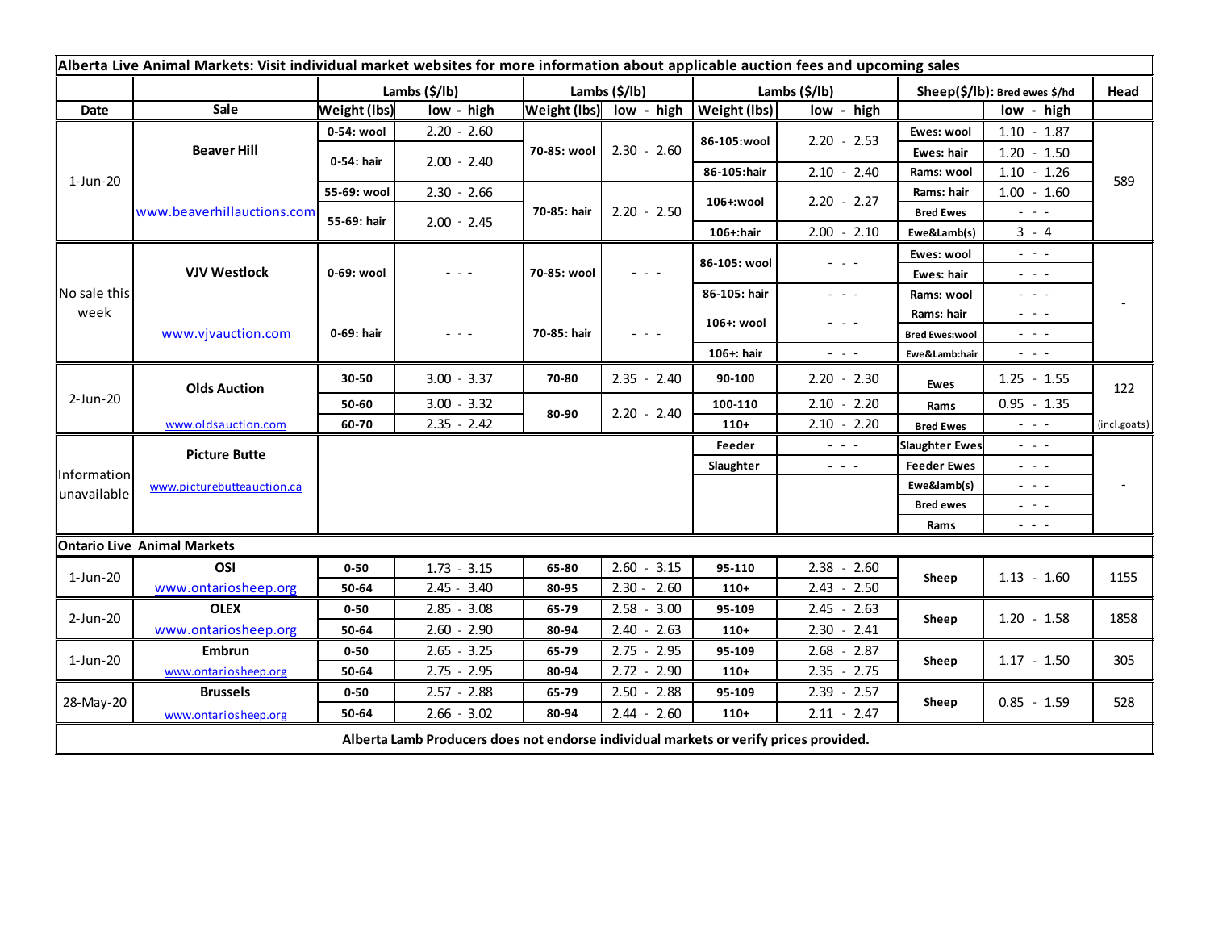| Alberta Live Animal Markets: Visit individual market websites for more information about applicable auction fees and upcoming sales | | | | | | | | | |
|---|---|---|---|---|---|---|---|---|---|
| | | Lambs ($/lb) | | Lambs ($/lb) | | Lambs ($/lb) | | Sheep($/lb): Bred ewes $/hd | Head |
| Date | Sale | Weight (lbs) | low - high | Weight (lbs) | low - high | Weight (lbs) | low - high | | low - high | |
| 1-Jun-20 | Beaver Hill www.beaverhillauctions.com | 0-54: wool | 2.20 - 2.60 | 70-85: wool | 2.30 - 2.60 | 86-105:wool | 2.20 - 2.53 | Ewes: wool | 1.10 - 1.87 | 589 |
| | | 0-54: hair | 2.00 - 2.40 | | | | | Ewes: hair | 1.20 - 1.50 | |
| | | | | | | 86-105:hair | 2.10 - 2.40 | Rams: wool | 1.10 - 1.26 | |
| | | 55-69: wool | 2.30 - 2.66 | 70-85: hair | 2.20 - 2.50 | 106+:wool | 2.20 - 2.27 | Rams: hair | 1.00 - 1.60 | |
| | | 55-69: hair | 2.00 - 2.45 | | | | | Bred Ewes | - - - | |
| | | | | | | 106+:hair | 2.00 - 2.10 | Ewe&Lamb(s) | 3 - 4 | |
| No sale this week | VJV Westlock www.vjvauction.com | 0-69: wool | - - - | 70-85: wool | - - - | 86-105: wool | - - - | Ewes: wool | - - - | - |
| | | | | | | | | Ewes: hair | - - - | |
| | | | | | | 86-105: hair | - - - | Rams: wool | - - - | |
| | | 0-69: hair | - - - | 70-85: hair | - - - | 106+: wool | - - - | Rams: hair | - - - | |
| | | | | | | | | Bred Ewes:wool | - - - | |
| | | | | | | 106+: hair | - - - | Ewe&Lamb:hair | - - - | |
| 2-Jun-20 | Olds Auction www.oldsauction.com | 30-50 | 3.00 - 3.37 | 70-80 | 2.35 - 2.40 | 90-100 | 2.20 - 2.30 | Ewes | 1.25 - 1.55 | 122 (incl.goats) |
| | | 50-60 | 3.00 - 3.32 | 80-90 | 2.20 - 2.40 | 100-110 | 2.10 - 2.20 | Rams | 0.95 - 1.35 | |
| | | 60-70 | 2.35 - 2.42 | | | 110+ | 2.10 - 2.20 | Bred Ewes | - - - | |
| Information unavailable | Picture Butte www.picturebutteauction.ca | | | | | Feeder | - - - | Slaughter Ewes | - - - | - |
| | | | | | | Slaughter | - - - | Feeder Ewes | - - - | |
| | | | | | | | | Ewe&lamb(s) | - - - | |
| | | | | | | | | Bred ewes | - - - | |
| | | | | | | | | Rams | - - - | |
| **Ontario Live Animal Markets** | | | | | | | | | | |
| 1-Jun-20 | OSI www.ontariosheep.org | 0-50 | 1.73 - 3.15 | 65-80 | 2.60 - 3.15 | 95-110 | 2.38 - 2.60 | Sheep | 1.13 - 1.60 | 1155 |
| | | 50-64 | 2.45 - 3.40 | 80-95 | 2.30 - 2.60 | 110+ | 2.43 - 2.50 | | | |
| 2-Jun-20 | OLEX www.ontariosheep.org | 0-50 | 2.85 - 3.08 | 65-79 | 2.58 - 3.00 | 95-109 | 2.45 - 2.63 | Sheep | 1.20 - 1.58 | 1858 |
| | | 50-64 | 2.60 - 2.90 | 80-94 | 2.40 - 2.63 | 110+ | 2.30 - 2.41 | | | |
| 1-Jun-20 | Embrun www.ontariosheep.org | 0-50 | 2.65 - 3.25 | 65-79 | 2.75 - 2.95 | 95-109 | 2.68 - 2.87 | Sheep | 1.17 - 1.50 | 305 |
| | | 50-64 | 2.75 - 2.95 | 80-94 | 2.72 - 2.90 | 110+ | 2.35 - 2.75 | | | |
| 28-May-20 | Brussels www.ontariosheep.org | 0-50 | 2.57 - 2.88 | 65-79 | 2.50 - 2.88 | 95-109 | 2.39 - 2.57 | Sheep | 0.85 - 1.59 | 528 |
| | | 50-64 | 2.66 - 3.02 | 80-94 | 2.44 - 2.60 | 110+ | 2.11 - 2.47 | | | |

**Alberta Lamb Producers does not endorse individual markets or verify prices provided.**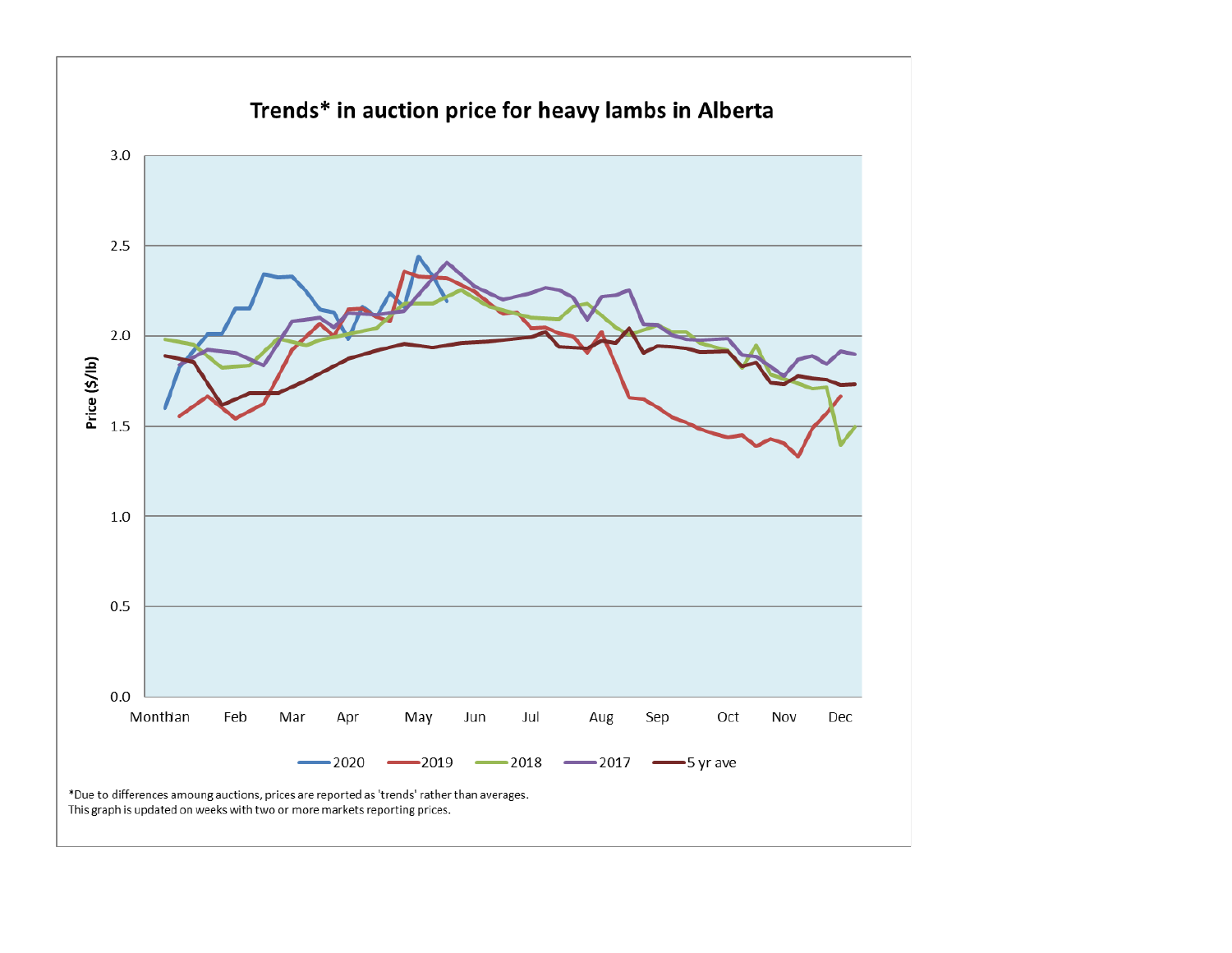## Trends* in auction price for heavy lambs in Alberta

Price ($/lb)

3.0
2.5
2.0
1.5
1.0
0.5
0.0

Month Jan Feb Mar Apr May Jun Jul Aug Sep Oct Nov Dec

2020 2019 2018 2017 5 yr ave

*Due to differences amoung auctions, prices are reported as 'trends' rather than averages.
This graph is updated on weeks with two or more markets reporting prices.